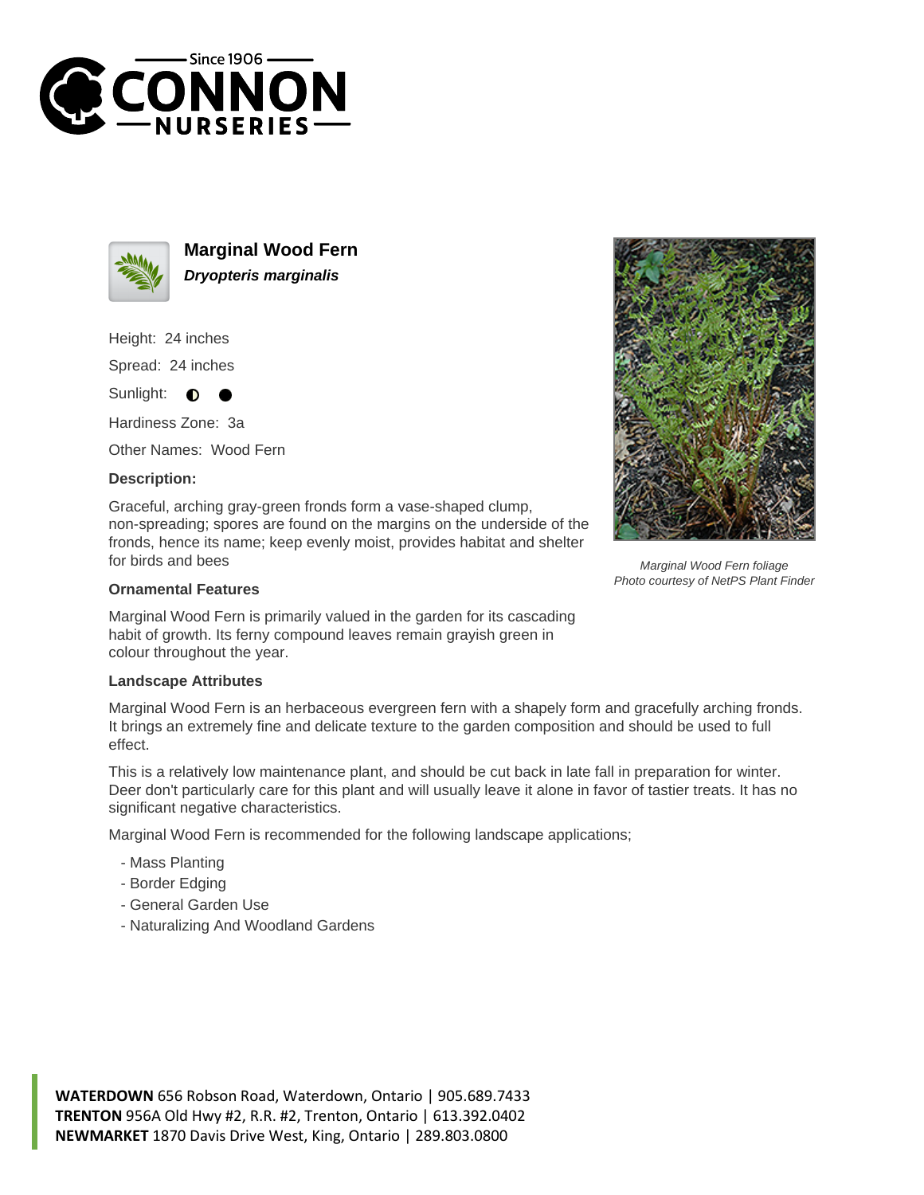# Marginal Wood Fern

***Dryopteris marginalis***

Height: 24 inches

Spread: 24 inches

Sunlight: ◐ ●

Hardiness Zone: 3a

Other Names: Wood Fern

**Description:**

Graceful, arching gray-green fronds form a vase-shaped clump, non-spreading; spores are found on the margins on the underside of the fronds, hence its name; keep evenly moist, provides habitat and shelter for birds and bees

*Marginal Wood Fern foliage*
*Photo courtesy of NetPS Plant Finder*

### Ornamental Features

Marginal Wood Fern is primarily valued in the garden for its cascading habit of growth. Its ferny compound leaves remain grayish green in colour throughout the year.

### Landscape Attributes

Marginal Wood Fern is an herbaceous evergreen fern with a shapely form and gracefully arching fronds. It brings an extremely fine and delicate texture to the garden composition and should be used to full effect.

This is a relatively low maintenance plant, and should be cut back in late fall in preparation for winter. Deer don't particularly care for this plant and will usually leave it alone in favor of tastier treats. It has no significant negative characteristics.

Marginal Wood Fern is recommended for the following landscape applications;

- Mass Planting
- Border Edging
- General Garden Use
- Naturalizing And Woodland Gardens

**WATERDOWN** 656 Robson Road, Waterdown, Ontario | 905.689.7433
**TRENTON** 956A Old Hwy #2, R.R. #2, Trenton, Ontario | 613.392.0402
**NEWMARKET** 1870 Davis Drive West, King, Ontario | 289.803.0800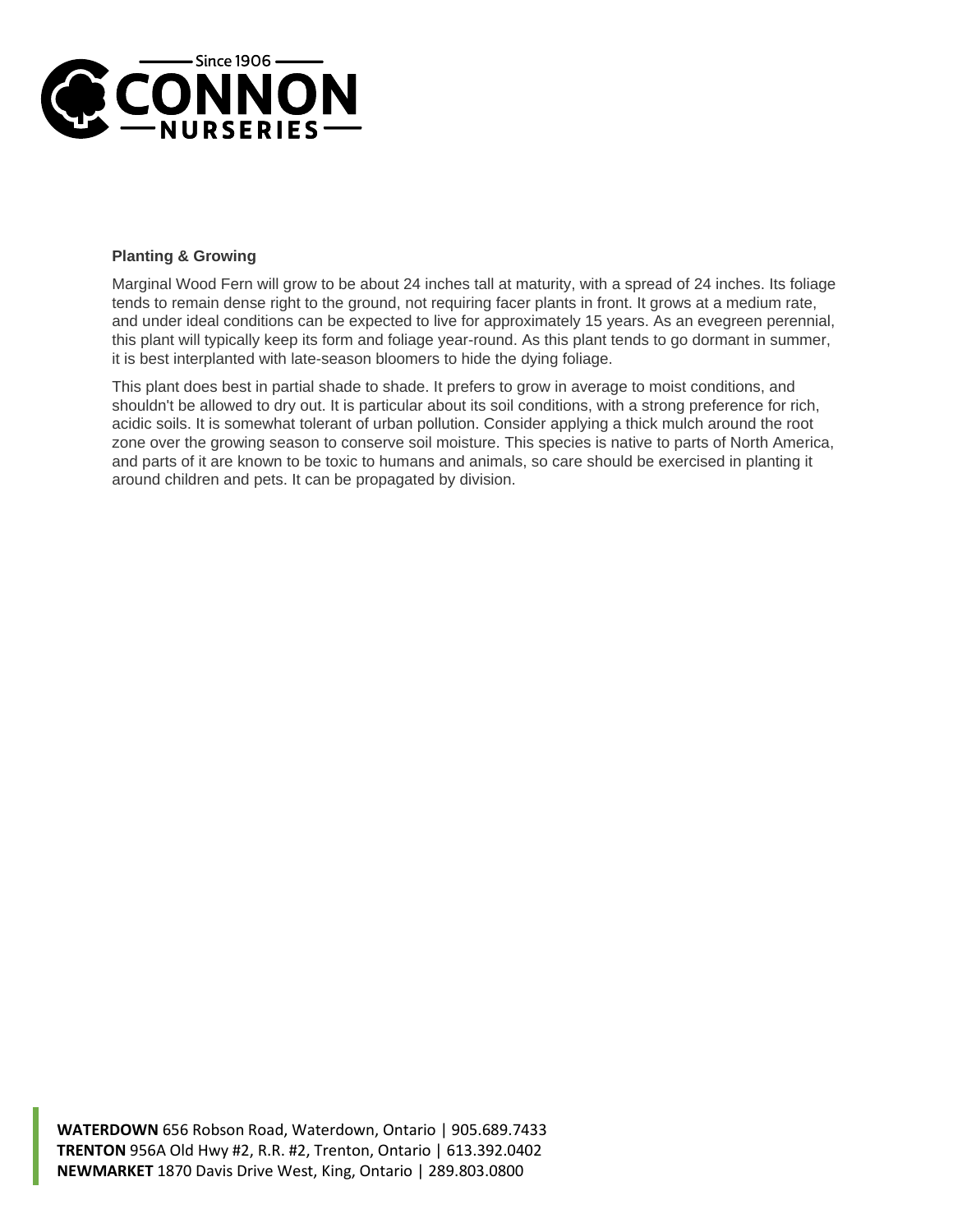### Planting & Growing

Marginal Wood Fern will grow to be about 24 inches tall at maturity, with a spread of 24 inches. Its foliage tends to remain dense right to the ground, not requiring facer plants in front. It grows at a medium rate, and under ideal conditions can be expected to live for approximately 15 years. As an evegreen perennial, this plant will typically keep its form and foliage year-round. As this plant tends to go dormant in summer, it is best interplanted with late-season bloomers to hide the dying foliage.

This plant does best in partial shade to shade. It prefers to grow in average to moist conditions, and shouldn't be allowed to dry out. It is particular about its soil conditions, with a strong preference for rich, acidic soils. It is somewhat tolerant of urban pollution. Consider applying a thick mulch around the root zone over the growing season to conserve soil moisture. This species is native to parts of North America, and parts of it are known to be toxic to humans and animals, so care should be exercised in planting it around children and pets. It can be propagated by division.